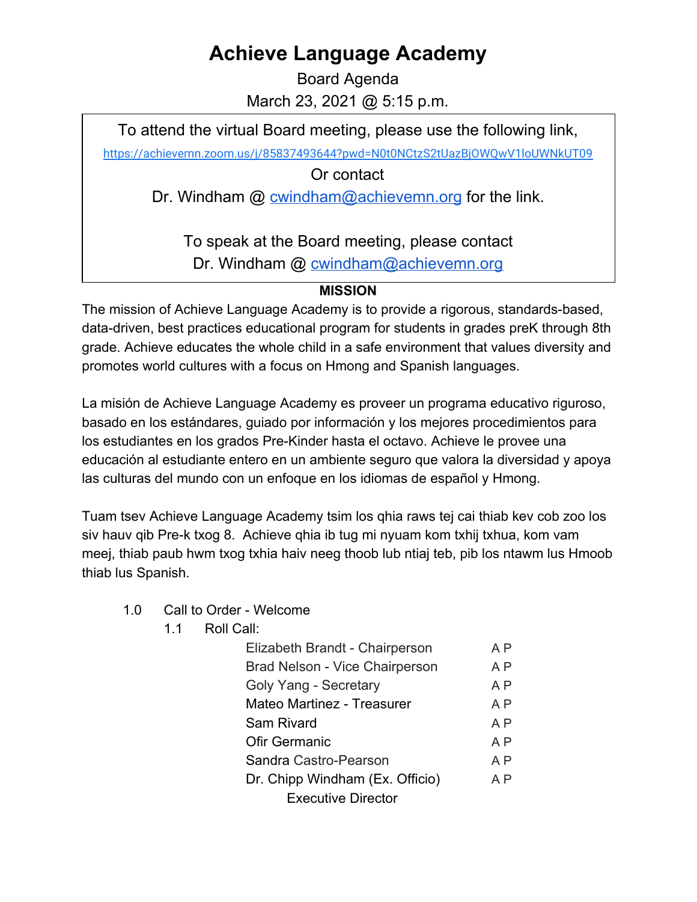# Achieve Language Academy

Board Agenda

March 23, 2021 @ 5:15 p.m.

> To attend the virtual Board meeting, please use the following link,
>
> https://achievemn.zoom.us/j/85837493644?pwd=N0t0NCtzS2tUazBjOWQwV1loUWNkUT09
>
> Or contact
>
> Dr. Windham @ cwindham@achievemn.org for the link.
>
> To speak at the Board meeting, please contact
>
> Dr. Windham @ cwindham@achievemn.org

**MISSION**

The mission of Achieve Language Academy is to provide a rigorous, standards-based, data-driven, best practices educational program for students in grades preK through 8th grade. Achieve educates the whole child in a safe environment that values diversity and promotes world cultures with a focus on Hmong and Spanish languages.

La misión de Achieve Language Academy es proveer un programa educativo riguroso, basado en los estándares, guiado por información y los mejores procedimientos para los estudiantes en los grados Pre-Kinder hasta el octavo. Achieve le provee una educación al estudiante entero en un ambiente seguro que valora la diversidad y apoya las culturas del mundo con un enfoque en los idiomas de español y Hmong.

Tuam tsev Achieve Language Academy tsim los qhia raws tej cai thiab kev cob zoo los siv hauv qib Pre-k txog 8. Achieve qhia ib tug mi nyuam kom txhij txhua, kom vam meej, thiab paub hwm txog txhia haiv neeg thoob lub ntiaj teb, pib los ntawm lus Hmoob thiab lus Spanish.

1.0 Call to Order - Welcome

1.1 Roll Call:

| | |
|---|---|
| Elizabeth Brandt - Chairperson | A P |
| Brad Nelson - Vice Chairperson | A P |
| Goly Yang - Secretary | A P |
| Mateo Martinez - Treasurer | A P |
| Sam Rivard | A P |
| Ofir Germanic | A P |
| Sandra Castro-Pearson | A P |
| Dr. Chipp Windham (Ex. Officio) Executive Director | A P |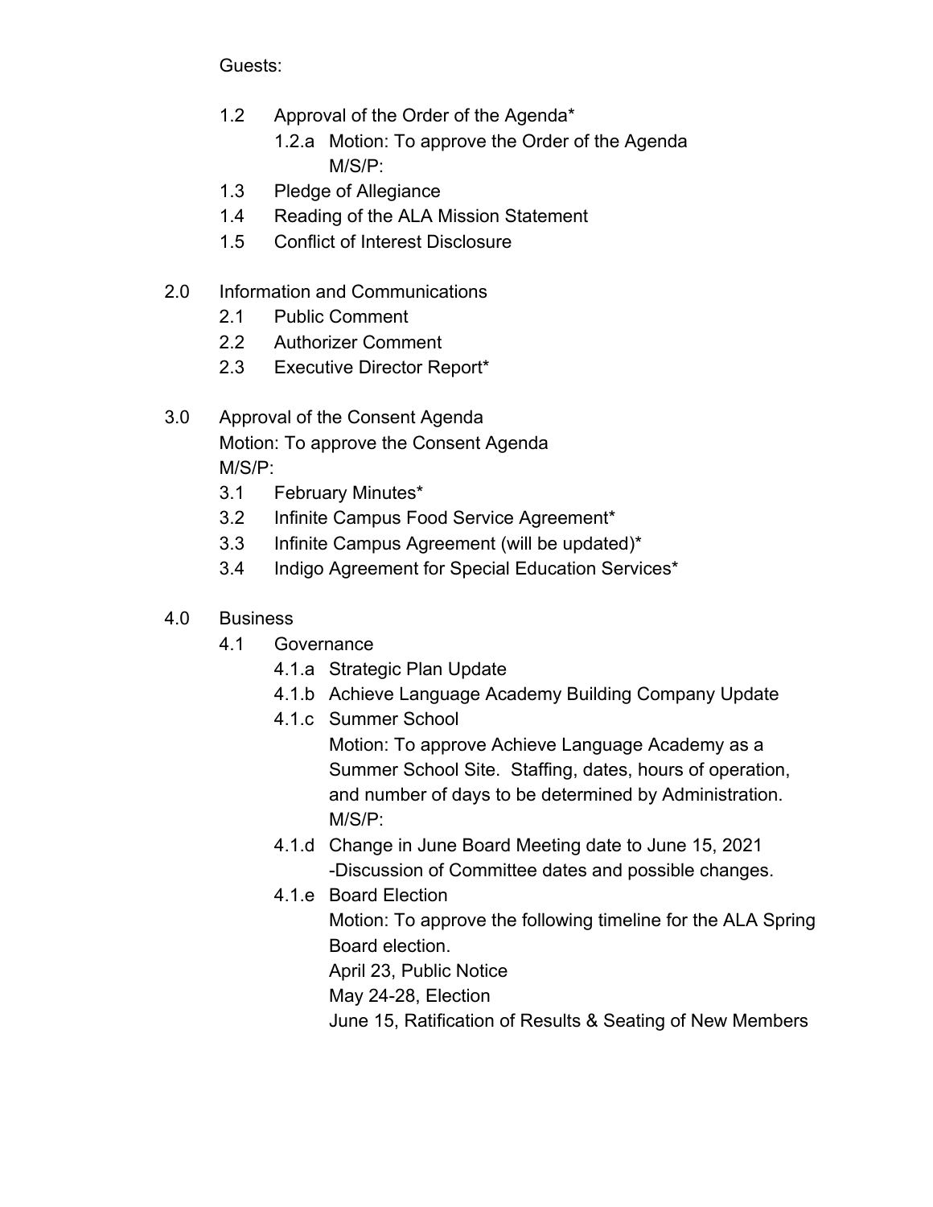Guests:

- 1.2 Approval of the Order of the Agenda*
  - 1.2.a Motion: To approve the Order of the Agenda
    M/S/P:
- 1.3 Pledge of Allegiance
- 1.4 Reading of the ALA Mission Statement
- 1.5 Conflict of Interest Disclosure

2.0 Information and Communications

- 2.1 Public Comment
- 2.2 Authorizer Comment
- 2.3 Executive Director Report*

3.0 Approval of the Consent Agenda
Motion: To approve the Consent Agenda
M/S/P:

- 3.1 February Minutes*
- 3.2 Infinite Campus Food Service Agreement*
- 3.3 Infinite Campus Agreement (will be updated)*
- 3.4 Indigo Agreement for Special Education Services*

4.0 Business

- 4.1 Governance
  - 4.1.a Strategic Plan Update
  - 4.1.b Achieve Language Academy Building Company Update
  - 4.1.c Summer School
    Motion: To approve Achieve Language Academy as a Summer School Site. Staffing, dates, hours of operation, and number of days to be determined by Administration.
    M/S/P:
  - 4.1.d Change in June Board Meeting date to June 15, 2021
    -Discussion of Committee dates and possible changes.
  - 4.1.e Board Election
    Motion: To approve the following timeline for the ALA Spring Board election.
    April 23, Public Notice
    May 24-28, Election
    June 15, Ratification of Results & Seating of New Members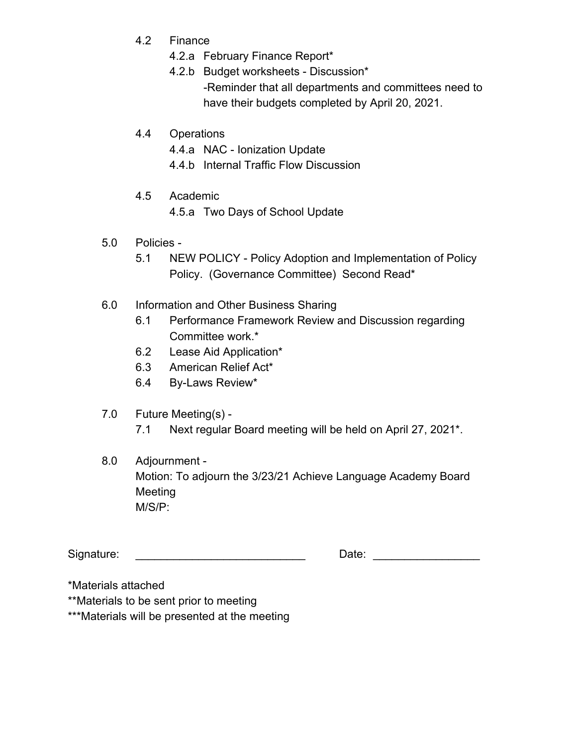- 4.2 Finance
  - 4.2.a February Finance Report*
  - 4.2.b Budget worksheets - Discussion*
    -Reminder that all departments and committees need to have their budgets completed by April 20, 2021.

- 4.4 Operations
  - 4.4.a NAC - Ionization Update
  - 4.4.b Internal Traffic Flow Discussion

- 4.5 Academic
  - 4.5.a Two Days of School Update

5.0 Policies -
- 5.1 NEW POLICY - Policy Adoption and Implementation of Policy Policy. (Governance Committee) Second Read*

6.0 Information and Other Business Sharing
- 6.1 Performance Framework Review and Discussion regarding Committee work.*
- 6.2 Lease Aid Application*
- 6.3 American Relief Act*
- 6.4 By-Laws Review*

7.0 Future Meeting(s) -
- 7.1 Next regular Board meeting will be held on April 27, 2021*.

8.0 Adjournment -
Motion: To adjourn the 3/23/21 Achieve Language Academy Board Meeting
M/S/P:

Signature: ___________________________ Date: _________________

*Materials attached
**Materials to be sent prior to meeting
***Materials will be presented at the meeting